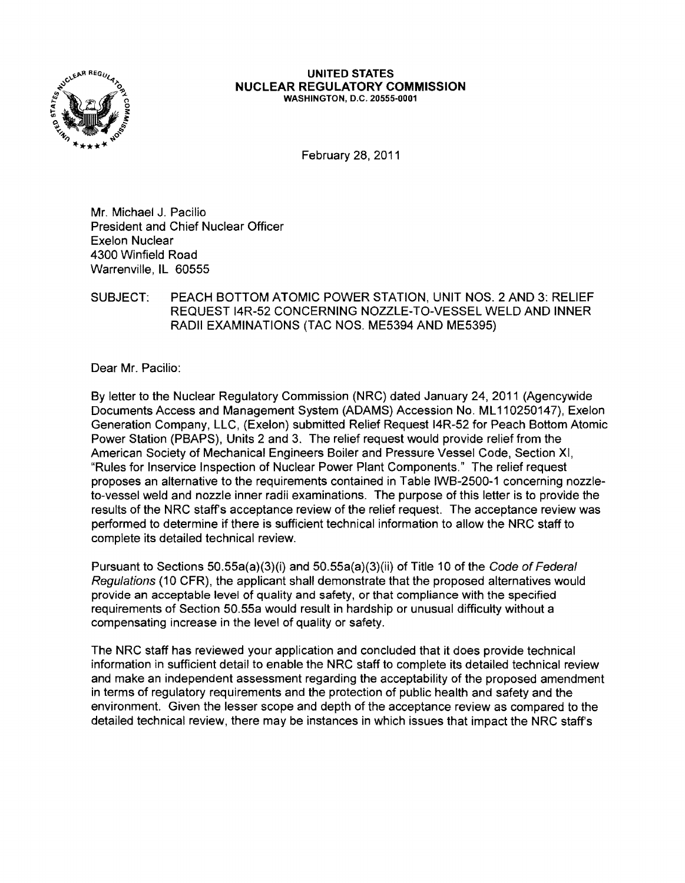**UNITED STATES**
**NUCLEAR REGULATORY COMMISSION**
WASHINGTON, D.C. 20555-0001

February 28, 2011

Mr. Michael J. Pacilio
President and Chief Nuclear Officer
Exelon Nuclear
4300 Winfield Road
Warrenville, IL 60555

SUBJECT: PEACH BOTTOM ATOMIC POWER STATION, UNIT NOS. 2 AND 3: RELIEF REQUEST I4R-52 CONCERNING NOZZLE-TO-VESSEL WELD AND INNER RADII EXAMINATIONS (TAC NOS. ME5394 AND ME5395)

Dear Mr. Pacilio:

By letter to the Nuclear Regulatory Commission (NRC) dated January 24, 2011 (Agencywide Documents Access and Management System (ADAMS) Accession No. ML110250147), Exelon Generation Company, LLC, (Exelon) submitted Relief Request I4R-52 for Peach Bottom Atomic Power Station (PBAPS), Units 2 and 3. The relief request would provide relief from the American Society of Mechanical Engineers Boiler and Pressure Vessel Code, Section XI, "Rules for Inservice Inspection of Nuclear Power Plant Components." The relief request proposes an alternative to the requirements contained in Table IWB-2500-1 concerning nozzle-to-vessel weld and nozzle inner radii examinations. The purpose of this letter is to provide the results of the NRC staff's acceptance review of the relief request. The acceptance review was performed to determine if there is sufficient technical information to allow the NRC staff to complete its detailed technical review.

Pursuant to Sections 50.55a(a)(3)(i) and 50.55a(a)(3)(ii) of Title 10 of the *Code of Federal Regulations* (10 CFR), the applicant shall demonstrate that the proposed alternatives would provide an acceptable level of quality and safety, or that compliance with the specified requirements of Section 50.55a would result in hardship or unusual difficulty without a compensating increase in the level of quality or safety.

The NRC staff has reviewed your application and concluded that it does provide technical information in sufficient detail to enable the NRC staff to complete its detailed technical review and make an independent assessment regarding the acceptability of the proposed amendment in terms of regulatory requirements and the protection of public health and safety and the environment. Given the lesser scope and depth of the acceptance review as compared to the detailed technical review, there may be instances in which issues that impact the NRC staff's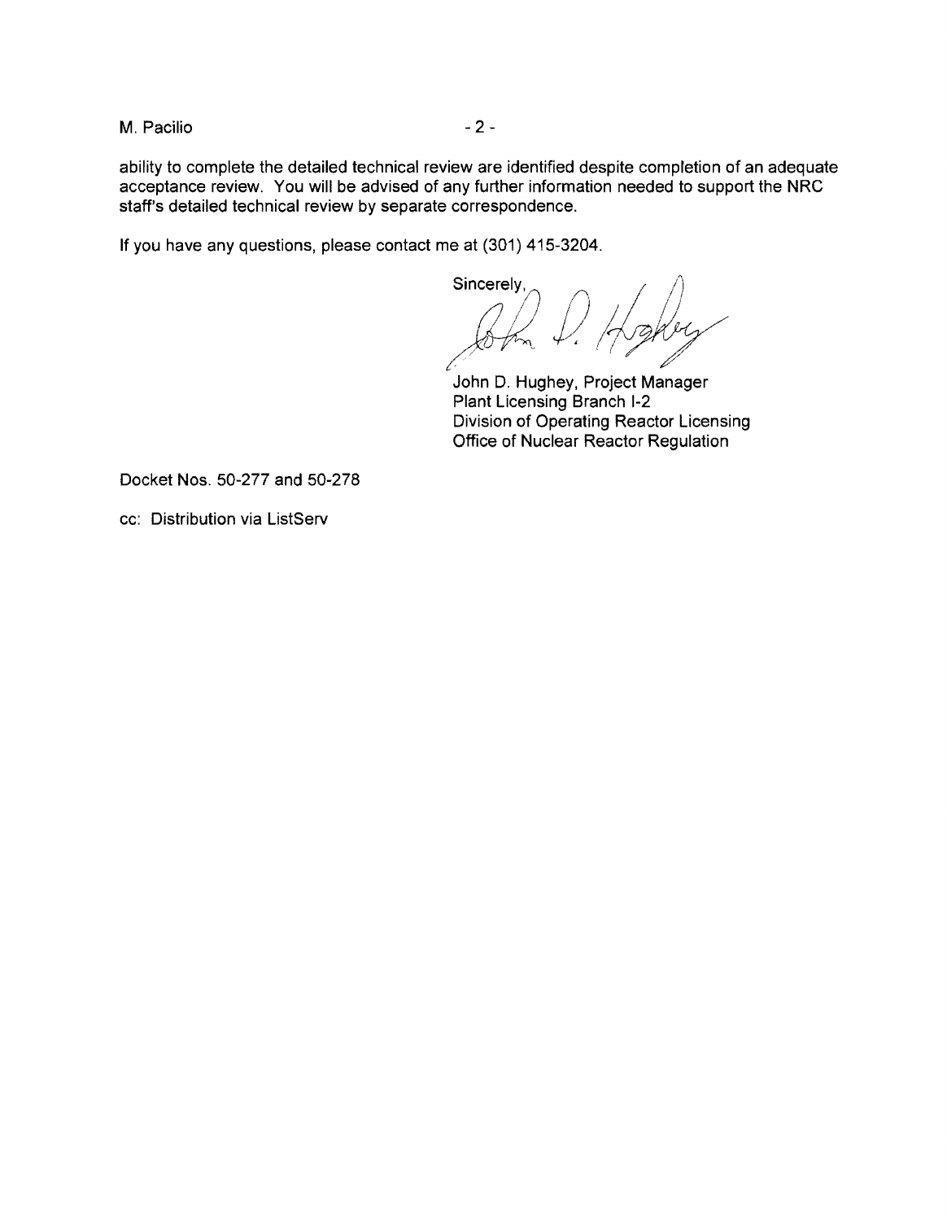ability to complete the detailed technical review are identified despite completion of an adequate acceptance review. You will be advised of any further information needed to support the NRC staff's detailed technical review by separate correspondence.

If you have any questions, please contact me at (301) 415-3204.

Sincerely,

John D. Hughey, Project Manager
Plant Licensing Branch I-2
Division of Operating Reactor Licensing
Office of Nuclear Reactor Regulation

Docket Nos. 50-277 and 50-278

cc: Distribution via ListServ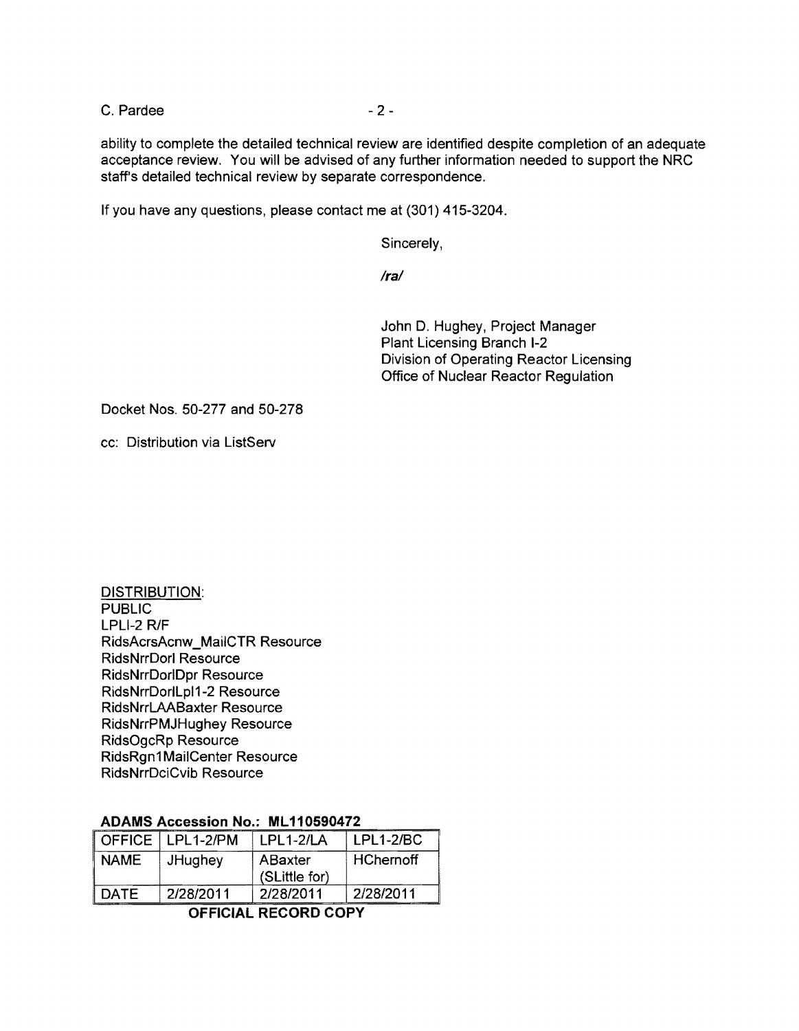ability to complete the detailed technical review are identified despite completion of an adequate acceptance review. You will be advised of any further information needed to support the NRC staff's detailed technical review by separate correspondence.

If you have any questions, please contact me at (301) 415-3204.

Sincerely,

*/ra/*

John D. Hughey, Project Manager
Plant Licensing Branch I-2
Division of Operating Reactor Licensing
Office of Nuclear Reactor Regulation

Docket Nos. 50-277 and 50-278

cc: Distribution via ListServ

DISTRIBUTION:
PUBLIC
LPLI-2 R/F
RidsAcrsAcnw_MailCTR Resource
RidsNrrDorl Resource
RidsNrrDorlDpr Resource
RidsNrrDorlLpl1-2 Resource
RidsNrrLAABaxter Resource
RidsNrrPMJHughey Resource
RidsOgcRp Resource
RidsRgn1MailCenter Resource
RidsNrrDciCvib Resource

**ADAMS Accession No.: ML110590472**

| OFFICE | LPL1-2/PM | LPL1-2/LA | LPL1-2/BC |
|---|---|---|---|
| NAME | JHughey | ABaxter (SLittle for) | HChernoff |
| DATE | 2/28/2011 | 2/28/2011 | 2/28/2011 |

**OFFICIAL RECORD COPY**